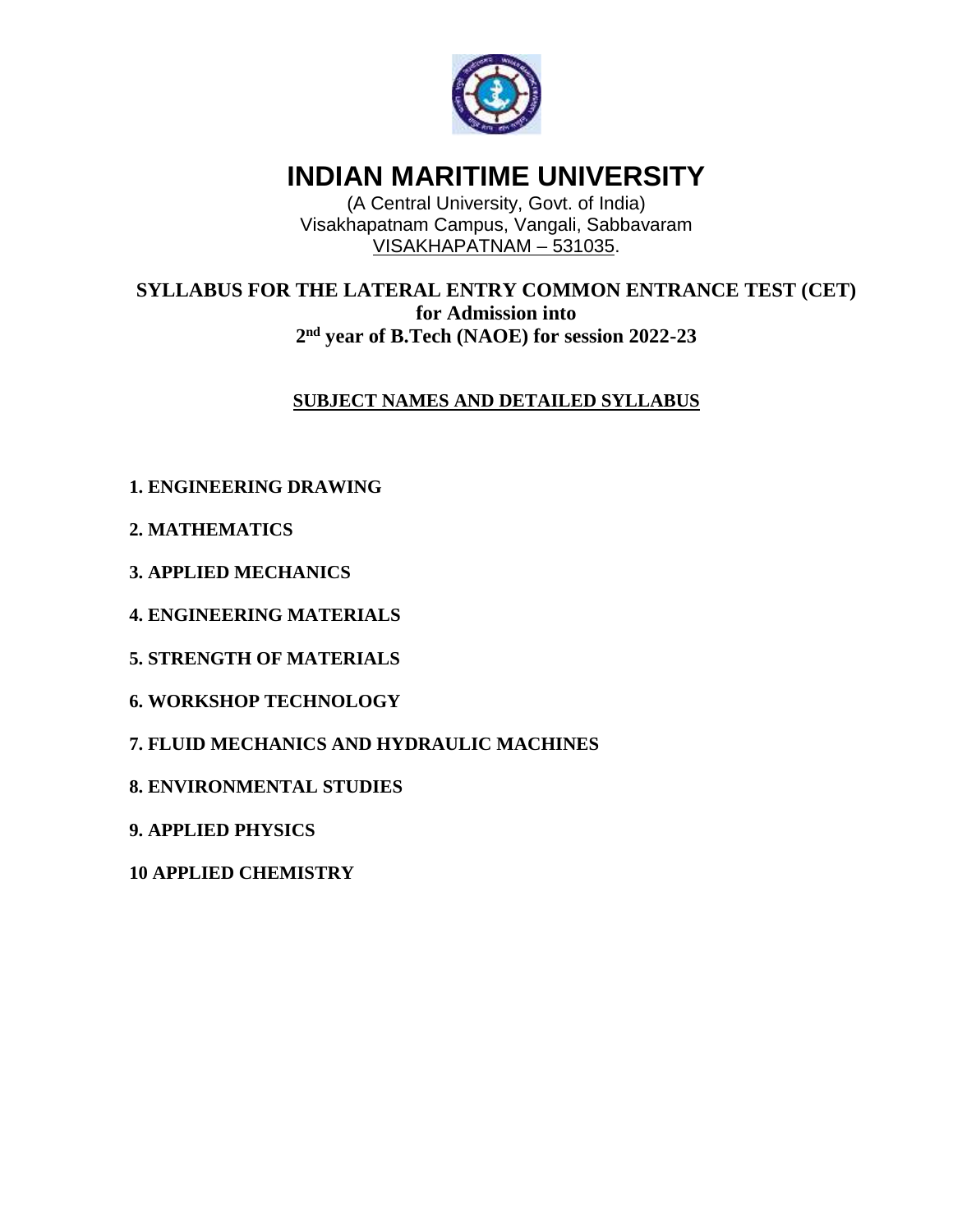# INDIAN MARITIME UNIVERSITY

(A Central University, Govt. of India)
Visakhapatnam Campus, Vangali, Sabbavaram
VISAKHAPATNAM – 531035.

## SYLLABUS FOR THE LATERAL ENTRY COMMON ENTRANCE TEST (CET) for Admission into 2nd year of B.Tech (NAOE) for session 2022-23

### SUBJECT NAMES AND DETAILED SYLLABUS

**1. ENGINEERING DRAWING**

**2. MATHEMATICS**

**3. APPLIED MECHANICS**

**4. ENGINEERING MATERIALS**

**5. STRENGTH OF MATERIALS**

**6. WORKSHOP TECHNOLOGY**

**7. FLUID MECHANICS AND HYDRAULIC MACHINES**

**8. ENVIRONMENTAL STUDIES**

**9. APPLIED PHYSICS**

**10 APPLIED CHEMISTRY**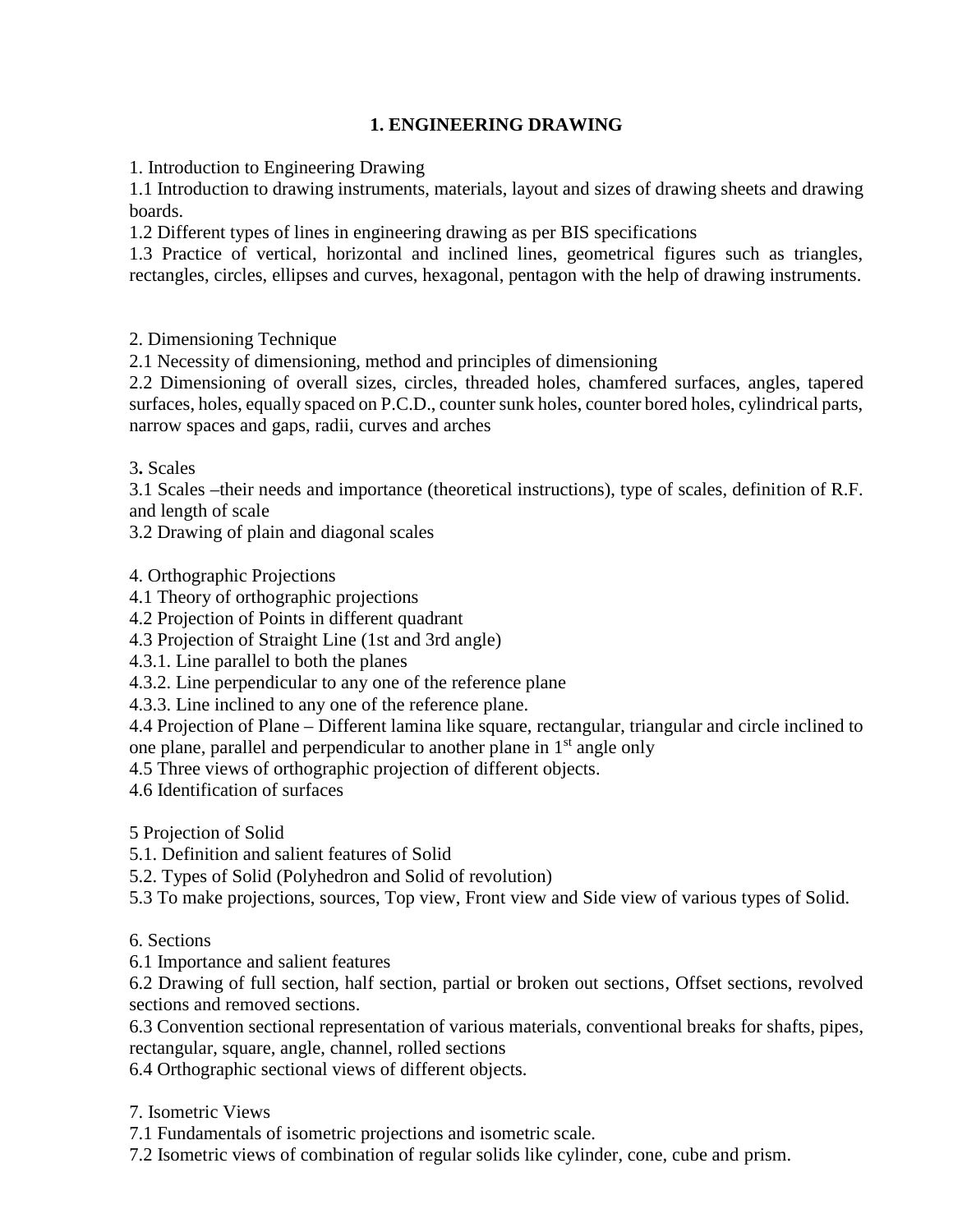# 1. ENGINEERING DRAWING

1. Introduction to Engineering Drawing
1.1 Introduction to drawing instruments, materials, layout and sizes of drawing sheets and drawing boards.
1.2 Different types of lines in engineering drawing as per BIS specifications
1.3 Practice of vertical, horizontal and inclined lines, geometrical figures such as triangles, rectangles, circles, ellipses and curves, hexagonal, pentagon with the help of drawing instruments.

2. Dimensioning Technique
2.1 Necessity of dimensioning, method and principles of dimensioning
2.2 Dimensioning of overall sizes, circles, threaded holes, chamfered surfaces, angles, tapered surfaces, holes, equally spaced on P.C.D., counter sunk holes, counter bored holes, cylindrical parts, narrow spaces and gaps, radii, curves and arches

3**.** Scales
3.1 Scales –their needs and importance (theoretical instructions), type of scales, definition of R.F. and length of scale
3.2 Drawing of plain and diagonal scales

4. Orthographic Projections
4.1 Theory of orthographic projections
4.2 Projection of Points in different quadrant
4.3 Projection of Straight Line (1st and 3rd angle)
4.3.1. Line parallel to both the planes
4.3.2. Line perpendicular to any one of the reference plane
4.3.3. Line inclined to any one of the reference plane.
4.4 Projection of Plane – Different lamina like square, rectangular, triangular and circle inclined to one plane, parallel and perpendicular to another plane in 1st angle only
4.5 Three views of orthographic projection of different objects.
4.6 Identification of surfaces

5 Projection of Solid
5.1. Definition and salient features of Solid
5.2. Types of Solid (Polyhedron and Solid of revolution)
5.3 To make projections, sources, Top view, Front view and Side view of various types of Solid.

6. Sections
6.1 Importance and salient features
6.2 Drawing of full section, half section, partial or broken out sections, Offset sections, revolved sections and removed sections.
6.3 Convention sectional representation of various materials, conventional breaks for shafts, pipes, rectangular, square, angle, channel, rolled sections
6.4 Orthographic sectional views of different objects.

7. Isometric Views
7.1 Fundamentals of isometric projections and isometric scale.
7.2 Isometric views of combination of regular solids like cylinder, cone, cube and prism.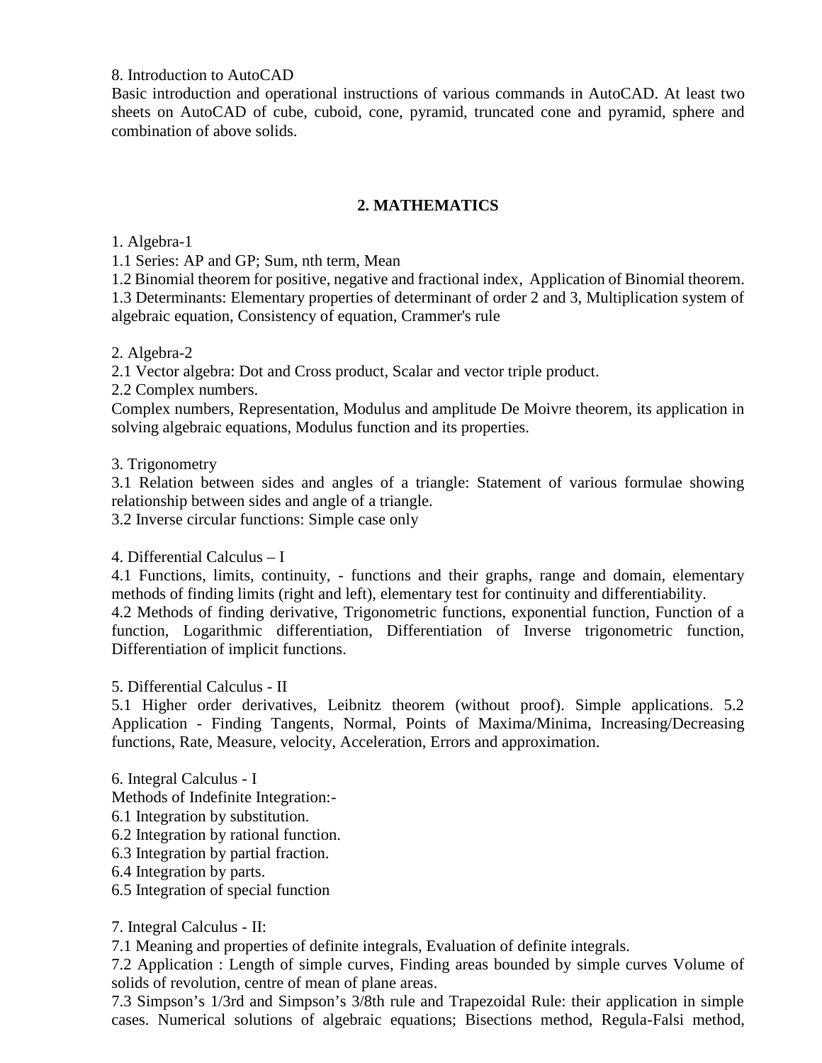8. Introduction to AutoCAD

Basic introduction and operational instructions of various commands in AutoCAD. At least two sheets on AutoCAD of cube, cuboid, cone, pyramid, truncated cone and pyramid, sphere and combination of above solids.

## 2. MATHEMATICS

1. Algebra-1

1.1 Series: AP and GP; Sum, nth term, Mean

1.2 Binomial theorem for positive, negative and fractional index, Application of Binomial theorem.

1.3 Determinants: Elementary properties of determinant of order 2 and 3, Multiplication system of algebraic equation, Consistency of equation, Crammer's rule

2. Algebra-2

2.1 Vector algebra: Dot and Cross product, Scalar and vector triple product.

2.2 Complex numbers.

Complex numbers, Representation, Modulus and amplitude De Moivre theorem, its application in solving algebraic equations, Modulus function and its properties.

3. Trigonometry

3.1 Relation between sides and angles of a triangle: Statement of various formulae showing relationship between sides and angle of a triangle.

3.2 Inverse circular functions: Simple case only

4. Differential Calculus – I

4.1 Functions, limits, continuity, - functions and their graphs, range and domain, elementary methods of finding limits (right and left), elementary test for continuity and differentiability.

4.2 Methods of finding derivative, Trigonometric functions, exponential function, Function of a function, Logarithmic differentiation, Differentiation of Inverse trigonometric function, Differentiation of implicit functions.

5. Differential Calculus - II

5.1 Higher order derivatives, Leibnitz theorem (without proof). Simple applications. 5.2 Application - Finding Tangents, Normal, Points of Maxima/Minima, Increasing/Decreasing functions, Rate, Measure, velocity, Acceleration, Errors and approximation.

6. Integral Calculus - I

Methods of Indefinite Integration:-

6.1 Integration by substitution.

6.2 Integration by rational function.

6.3 Integration by partial fraction.

6.4 Integration by parts.

6.5 Integration of special function

7. Integral Calculus - II:

7.1 Meaning and properties of definite integrals, Evaluation of definite integrals.

7.2 Application : Length of simple curves, Finding areas bounded by simple curves Volume of solids of revolution, centre of mean of plane areas.

7.3 Simpson's 1/3rd and Simpson's 3/8th rule and Trapezoidal Rule: their application in simple cases. Numerical solutions of algebraic equations; Bisections method, Regula-Falsi method,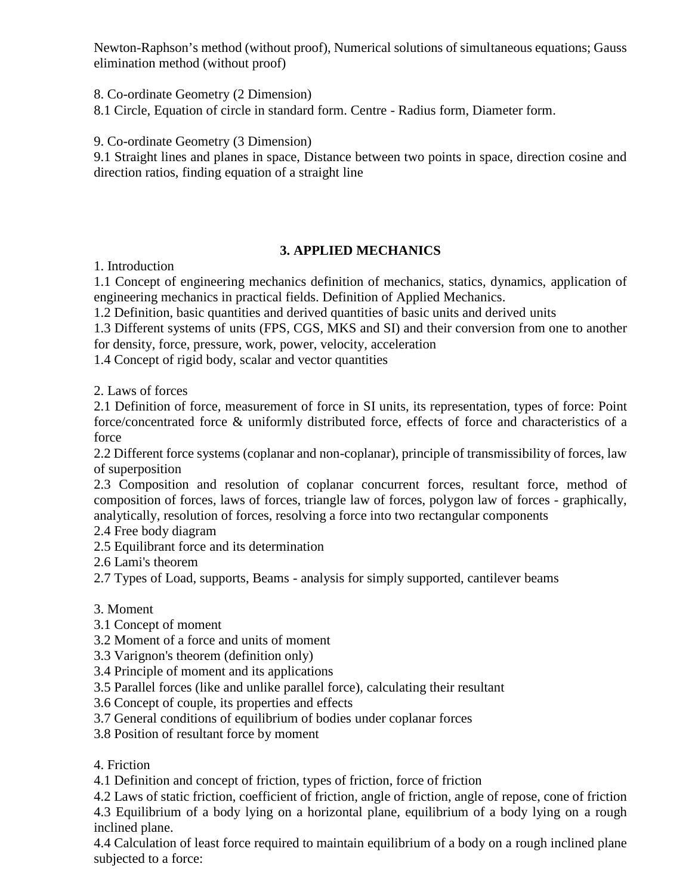Newton-Raphson's method (without proof), Numerical solutions of simultaneous equations; Gauss elimination method (without proof)

8. Co-ordinate Geometry (2 Dimension)
8.1 Circle, Equation of circle in standard form. Centre - Radius form, Diameter form.

9. Co-ordinate Geometry (3 Dimension)
9.1 Straight lines and planes in space, Distance between two points in space, direction cosine and direction ratios, finding equation of a straight line

## 3. APPLIED MECHANICS

1. Introduction
1.1 Concept of engineering mechanics definition of mechanics, statics, dynamics, application of engineering mechanics in practical fields. Definition of Applied Mechanics.
1.2 Definition, basic quantities and derived quantities of basic units and derived units
1.3 Different systems of units (FPS, CGS, MKS and SI) and their conversion from one to another for density, force, pressure, work, power, velocity, acceleration
1.4 Concept of rigid body, scalar and vector quantities

2. Laws of forces
2.1 Definition of force, measurement of force in SI units, its representation, types of force: Point force/concentrated force & uniformly distributed force, effects of force and characteristics of a force
2.2 Different force systems (coplanar and non-coplanar), principle of transmissibility of forces, law of superposition
2.3 Composition and resolution of coplanar concurrent forces, resultant force, method of composition of forces, laws of forces, triangle law of forces, polygon law of forces - graphically, analytically, resolution of forces, resolving a force into two rectangular components
2.4 Free body diagram
2.5 Equilibrant force and its determination
2.6 Lami's theorem
2.7 Types of Load, supports, Beams - analysis for simply supported, cantilever beams

3. Moment
3.1 Concept of moment
3.2 Moment of a force and units of moment
3.3 Varignon's theorem (definition only)
3.4 Principle of moment and its applications
3.5 Parallel forces (like and unlike parallel force), calculating their resultant
3.6 Concept of couple, its properties and effects
3.7 General conditions of equilibrium of bodies under coplanar forces
3.8 Position of resultant force by moment

4. Friction
4.1 Definition and concept of friction, types of friction, force of friction
4.2 Laws of static friction, coefficient of friction, angle of friction, angle of repose, cone of friction
4.3 Equilibrium of a body lying on a horizontal plane, equilibrium of a body lying on a rough inclined plane.
4.4 Calculation of least force required to maintain equilibrium of a body on a rough inclined plane subjected to a force: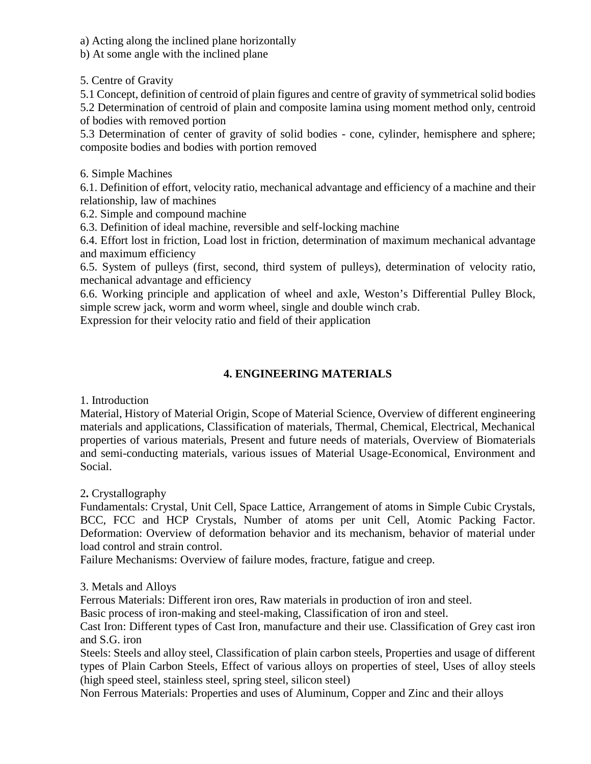a) Acting along the inclined plane horizontally
b) At some angle with the inclined plane

5. Centre of Gravity

5.1 Concept, definition of centroid of plain figures and centre of gravity of symmetrical solid bodies
5.2 Determination of centroid of plain and composite lamina using moment method only, centroid of bodies with removed portion
5.3 Determination of center of gravity of solid bodies - cone, cylinder, hemisphere and sphere; composite bodies and bodies with portion removed

6. Simple Machines

6.1. Definition of effort, velocity ratio, mechanical advantage and efficiency of a machine and their relationship, law of machines
6.2. Simple and compound machine
6.3. Definition of ideal machine, reversible and self-locking machine
6.4. Effort lost in friction, Load lost in friction, determination of maximum mechanical advantage and maximum efficiency
6.5. System of pulleys (first, second, third system of pulleys), determination of velocity ratio, mechanical advantage and efficiency
6.6. Working principle and application of wheel and axle, Weston's Differential Pulley Block, simple screw jack, worm and worm wheel, single and double winch crab.
Expression for their velocity ratio and field of their application

## 4. ENGINEERING MATERIALS

1. Introduction

Material, History of Material Origin, Scope of Material Science, Overview of different engineering materials and applications, Classification of materials, Thermal, Chemical, Electrical, Mechanical properties of various materials, Present and future needs of materials, Overview of Biomaterials and semi-conducting materials, various issues of Material Usage-Economical, Environment and Social.

2**.** Crystallography

Fundamentals: Crystal, Unit Cell, Space Lattice, Arrangement of atoms in Simple Cubic Crystals, BCC, FCC and HCP Crystals, Number of atoms per unit Cell, Atomic Packing Factor.
Deformation: Overview of deformation behavior and its mechanism, behavior of material under load control and strain control.
Failure Mechanisms: Overview of failure modes, fracture, fatigue and creep.

3. Metals and Alloys

Ferrous Materials: Different iron ores, Raw materials in production of iron and steel.
Basic process of iron-making and steel-making, Classification of iron and steel.
Cast Iron: Different types of Cast Iron, manufacture and their use. Classification of Grey cast iron and S.G. iron
Steels: Steels and alloy steel, Classification of plain carbon steels, Properties and usage of different types of Plain Carbon Steels, Effect of various alloys on properties of steel, Uses of alloy steels (high speed steel, stainless steel, spring steel, silicon steel)
Non Ferrous Materials: Properties and uses of Aluminum, Copper and Zinc and their alloys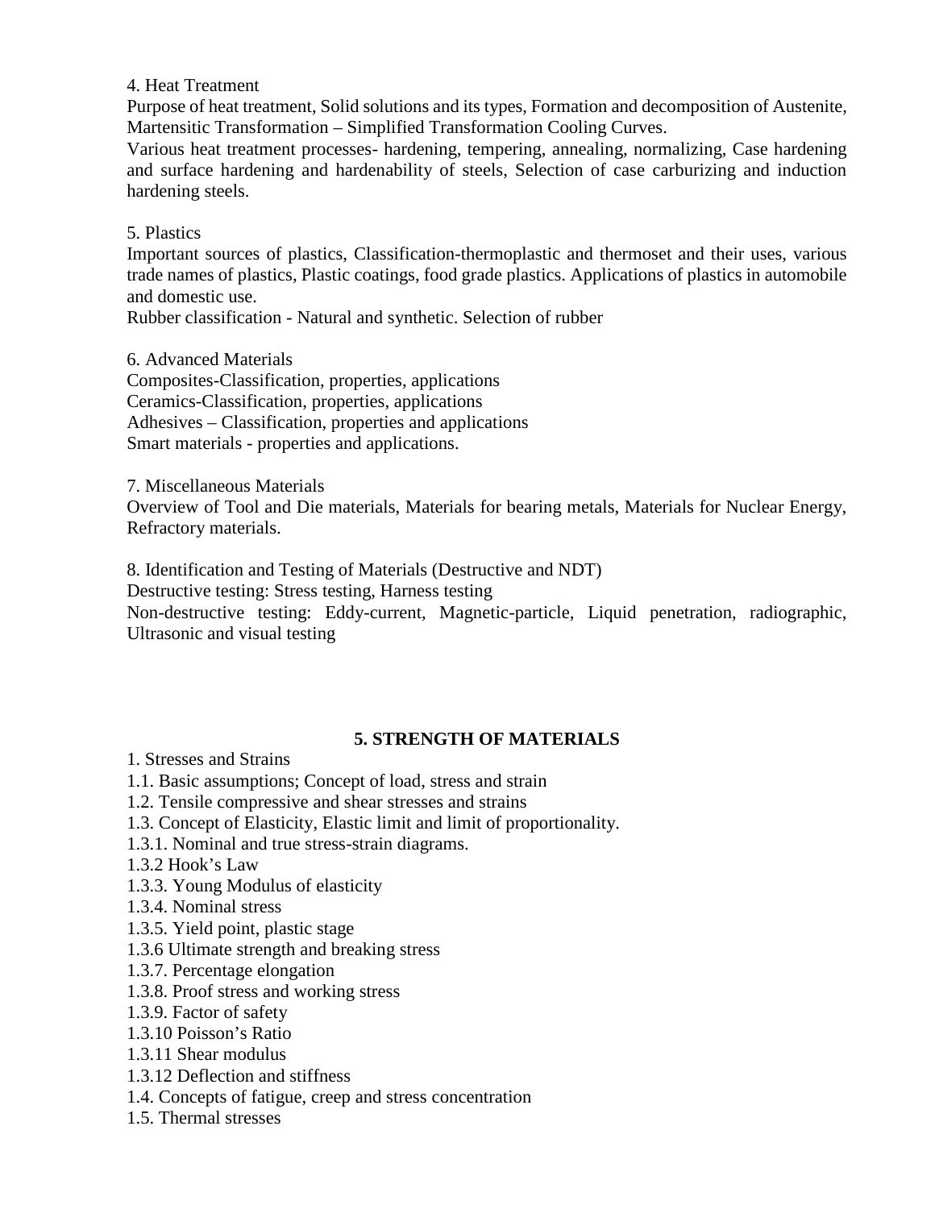4. Heat Treatment

Purpose of heat treatment, Solid solutions and its types, Formation and decomposition of Austenite, Martensitic Transformation – Simplified Transformation Cooling Curves.

Various heat treatment processes- hardening, tempering, annealing, normalizing, Case hardening and surface hardening and hardenability of steels, Selection of case carburizing and induction hardening steels.

5. Plastics

Important sources of plastics, Classification-thermoplastic and thermoset and their uses, various trade names of plastics, Plastic coatings, food grade plastics. Applications of plastics in automobile and domestic use.

Rubber classification - Natural and synthetic. Selection of rubber

6. Advanced Materials

Composites-Classification, properties, applications

Ceramics-Classification, properties, applications

Adhesives – Classification, properties and applications

Smart materials - properties and applications.

7. Miscellaneous Materials

Overview of Tool and Die materials, Materials for bearing metals, Materials for Nuclear Energy, Refractory materials.

8. Identification and Testing of Materials (Destructive and NDT)

Destructive testing: Stress testing, Harness testing

Non-destructive testing: Eddy-current, Magnetic-particle, Liquid penetration, radiographic, Ultrasonic and visual testing

## 5. STRENGTH OF MATERIALS

1. Stresses and Strains

1.1. Basic assumptions; Concept of load, stress and strain

1.2. Tensile compressive and shear stresses and strains

1.3. Concept of Elasticity, Elastic limit and limit of proportionality.

1.3.1. Nominal and true stress-strain diagrams.

1.3.2 Hook's Law

1.3.3. Young Modulus of elasticity

1.3.4. Nominal stress

1.3.5. Yield point, plastic stage

1.3.6 Ultimate strength and breaking stress

1.3.7. Percentage elongation

1.3.8. Proof stress and working stress

1.3.9. Factor of safety

1.3.10 Poisson's Ratio

1.3.11 Shear modulus

1.3.12 Deflection and stiffness

1.4. Concepts of fatigue, creep and stress concentration

1.5. Thermal stresses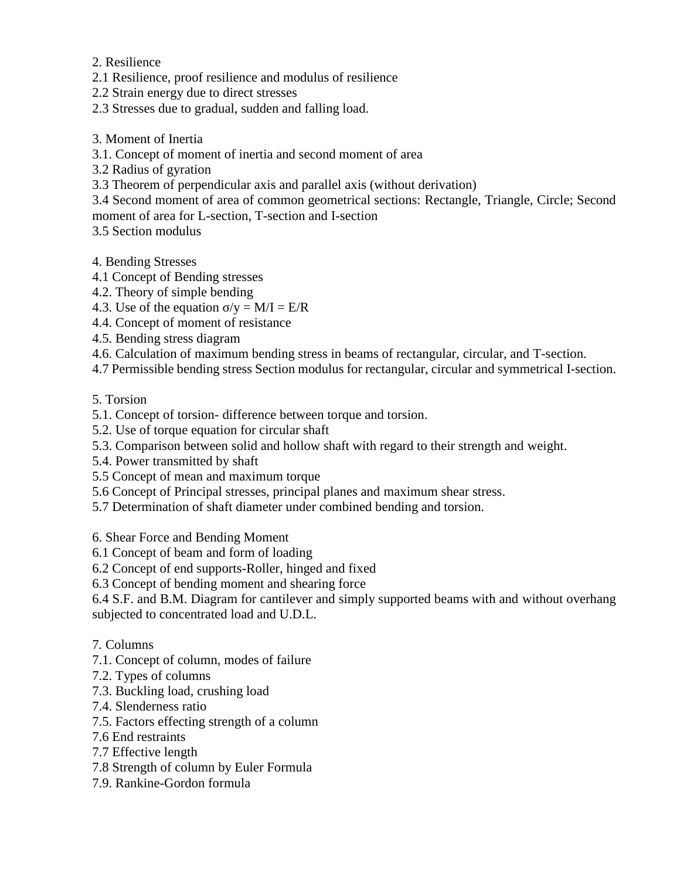2. Resilience

2.1 Resilience, proof resilience and modulus of resilience

2.2 Strain energy due to direct stresses

2.3 Stresses due to gradual, sudden and falling load.

3. Moment of Inertia

3.1. Concept of moment of inertia and second moment of area

3.2 Radius of gyration

3.3 Theorem of perpendicular axis and parallel axis (without derivation)

3.4 Second moment of area of common geometrical sections: Rectangle, Triangle, Circle; Second moment of area for L-section, T-section and I-section

3.5 Section modulus

4. Bending Stresses

4.1 Concept of Bending stresses

4.2. Theory of simple bending

4.3. Use of the equation $\sigma/y = M/I = E/R$

4.4. Concept of moment of resistance

4.5. Bending stress diagram

4.6. Calculation of maximum bending stress in beams of rectangular, circular, and T-section.

4.7 Permissible bending stress Section modulus for rectangular, circular and symmetrical I-section.

5. Torsion

5.1. Concept of torsion- difference between torque and torsion.

5.2. Use of torque equation for circular shaft

5.3. Comparison between solid and hollow shaft with regard to their strength and weight.

5.4. Power transmitted by shaft

5.5 Concept of mean and maximum torque

5.6 Concept of Principal stresses, principal planes and maximum shear stress.

5.7 Determination of shaft diameter under combined bending and torsion.

6. Shear Force and Bending Moment

6.1 Concept of beam and form of loading

6.2 Concept of end supports-Roller, hinged and fixed

6.3 Concept of bending moment and shearing force

6.4 S.F. and B.M. Diagram for cantilever and simply supported beams with and without overhang subjected to concentrated load and U.D.L.

7. Columns

7.1. Concept of column, modes of failure

7.2. Types of columns

7.3. Buckling load, crushing load

7.4. Slenderness ratio

7.5. Factors effecting strength of a column

7.6 End restraints

7.7 Effective length

7.8 Strength of column by Euler Formula

7.9. Rankine-Gordon formula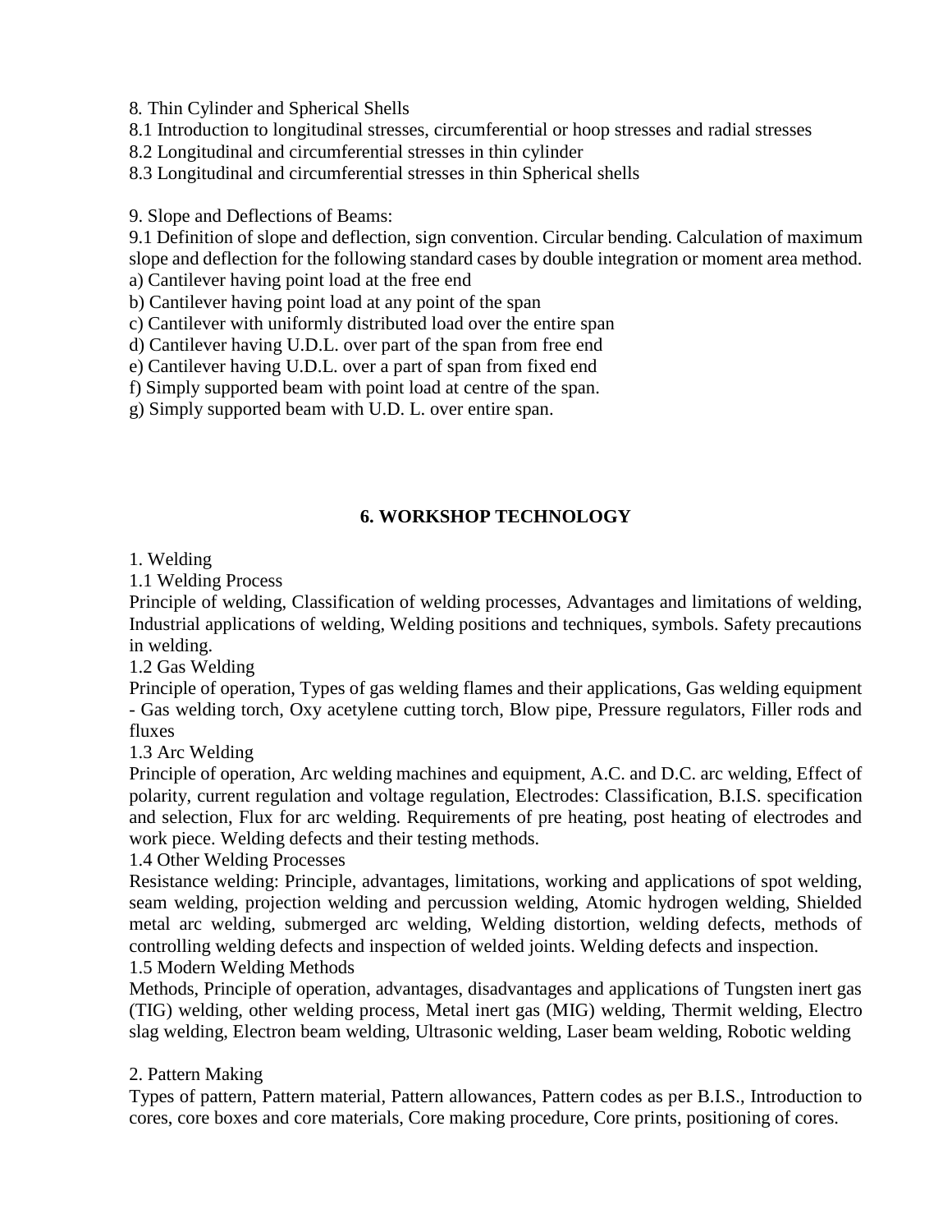8. Thin Cylinder and Spherical Shells

8.1 Introduction to longitudinal stresses, circumferential or hoop stresses and radial stresses

8.2 Longitudinal and circumferential stresses in thin cylinder

8.3 Longitudinal and circumferential stresses in thin Spherical shells

9. Slope and Deflections of Beams:

9.1 Definition of slope and deflection, sign convention. Circular bending. Calculation of maximum slope and deflection for the following standard cases by double integration or moment area method.

a) Cantilever having point load at the free end

b) Cantilever having point load at any point of the span

c) Cantilever with uniformly distributed load over the entire span

d) Cantilever having U.D.L. over part of the span from free end

e) Cantilever having U.D.L. over a part of span from fixed end

f) Simply supported beam with point load at centre of the span.

g) Simply supported beam with U.D. L. over entire span.

## 6. WORKSHOP TECHNOLOGY

1. Welding

1.1 Welding Process

Principle of welding, Classification of welding processes, Advantages and limitations of welding, Industrial applications of welding, Welding positions and techniques, symbols. Safety precautions in welding.

1.2 Gas Welding

Principle of operation, Types of gas welding flames and their applications, Gas welding equipment - Gas welding torch, Oxy acetylene cutting torch, Blow pipe, Pressure regulators, Filler rods and fluxes

1.3 Arc Welding

Principle of operation, Arc welding machines and equipment, A.C. and D.C. arc welding, Effect of polarity, current regulation and voltage regulation, Electrodes: Classification, B.I.S. specification and selection, Flux for arc welding. Requirements of pre heating, post heating of electrodes and work piece. Welding defects and their testing methods.

1.4 Other Welding Processes

Resistance welding: Principle, advantages, limitations, working and applications of spot welding, seam welding, projection welding and percussion welding, Atomic hydrogen welding, Shielded metal arc welding, submerged arc welding, Welding distortion, welding defects, methods of controlling welding defects and inspection of welded joints. Welding defects and inspection.

1.5 Modern Welding Methods

Methods, Principle of operation, advantages, disadvantages and applications of Tungsten inert gas (TIG) welding, other welding process, Metal inert gas (MIG) welding, Thermit welding, Electro slag welding, Electron beam welding, Ultrasonic welding, Laser beam welding, Robotic welding

2. Pattern Making

Types of pattern, Pattern material, Pattern allowances, Pattern codes as per B.I.S., Introduction to cores, core boxes and core materials, Core making procedure, Core prints, positioning of cores.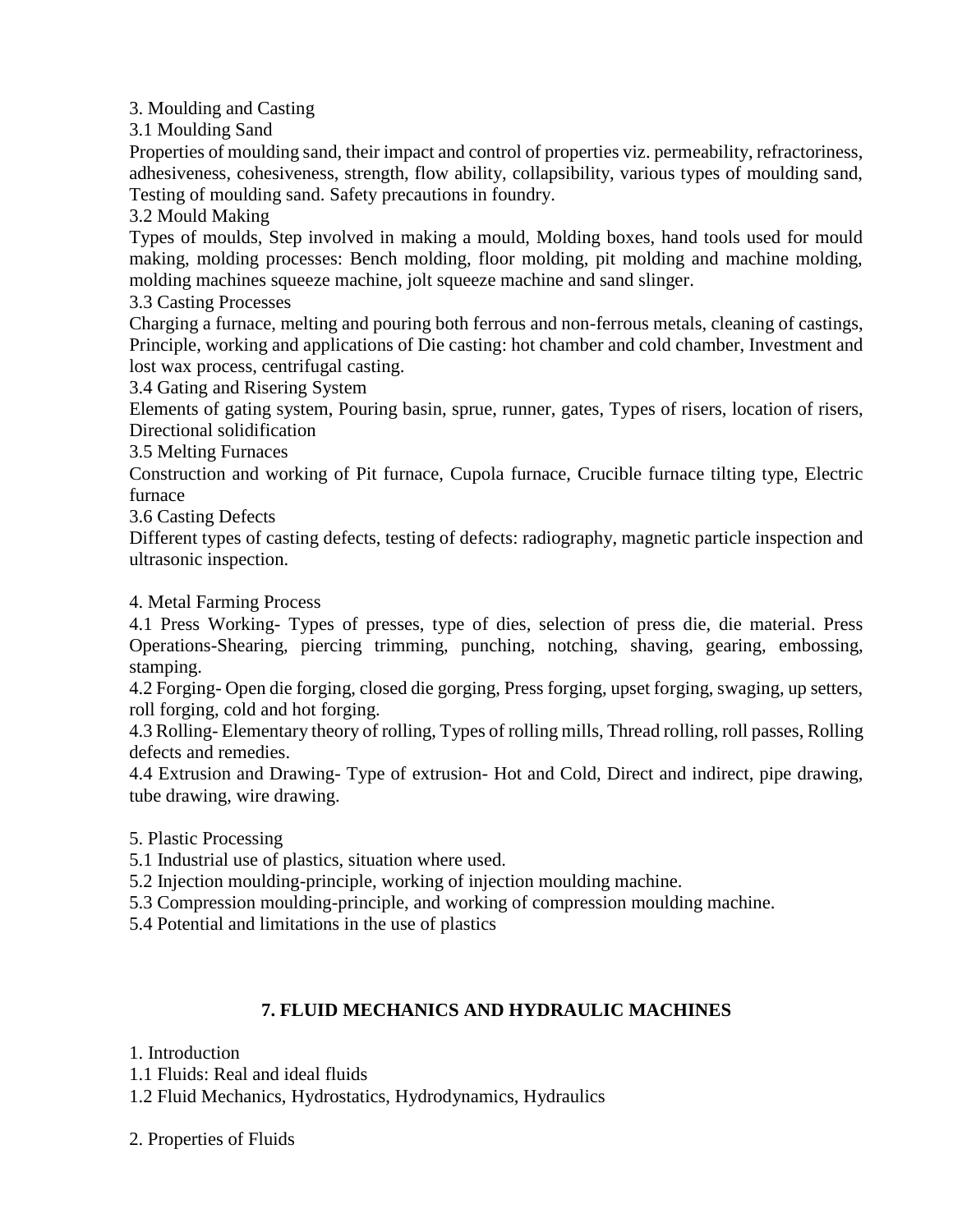3. Moulding and Casting

3.1 Moulding Sand

Properties of moulding sand, their impact and control of properties viz. permeability, refractoriness, adhesiveness, cohesiveness, strength, flow ability, collapsibility, various types of moulding sand, Testing of moulding sand. Safety precautions in foundry.

3.2 Mould Making

Types of moulds, Step involved in making a mould, Molding boxes, hand tools used for mould making, molding processes: Bench molding, floor molding, pit molding and machine molding, molding machines squeeze machine, jolt squeeze machine and sand slinger.

3.3 Casting Processes

Charging a furnace, melting and pouring both ferrous and non-ferrous metals, cleaning of castings, Principle, working and applications of Die casting: hot chamber and cold chamber, Investment and lost wax process, centrifugal casting.

3.4 Gating and Risering System

Elements of gating system, Pouring basin, sprue, runner, gates, Types of risers, location of risers, Directional solidification

3.5 Melting Furnaces

Construction and working of Pit furnace, Cupola furnace, Crucible furnace tilting type, Electric furnace

3.6 Casting Defects

Different types of casting defects, testing of defects: radiography, magnetic particle inspection and ultrasonic inspection.

4. Metal Farming Process

4.1 Press Working- Types of presses, type of dies, selection of press die, die material. Press Operations-Shearing, piercing trimming, punching, notching, shaving, gearing, embossing, stamping.

4.2 Forging- Open die forging, closed die gorging, Press forging, upset forging, swaging, up setters, roll forging, cold and hot forging.

4.3 Rolling- Elementary theory of rolling, Types of rolling mills, Thread rolling, roll passes, Rolling defects and remedies.

4.4 Extrusion and Drawing- Type of extrusion- Hot and Cold, Direct and indirect, pipe drawing, tube drawing, wire drawing.

5. Plastic Processing

5.1 Industrial use of plastics, situation where used.

5.2 Injection moulding-principle, working of injection moulding machine.

5.3 Compression moulding-principle, and working of compression moulding machine.

5.4 Potential and limitations in the use of plastics

## 7. FLUID MECHANICS AND HYDRAULIC MACHINES

1. Introduction

1.1 Fluids: Real and ideal fluids

1.2 Fluid Mechanics, Hydrostatics, Hydrodynamics, Hydraulics

2. Properties of Fluids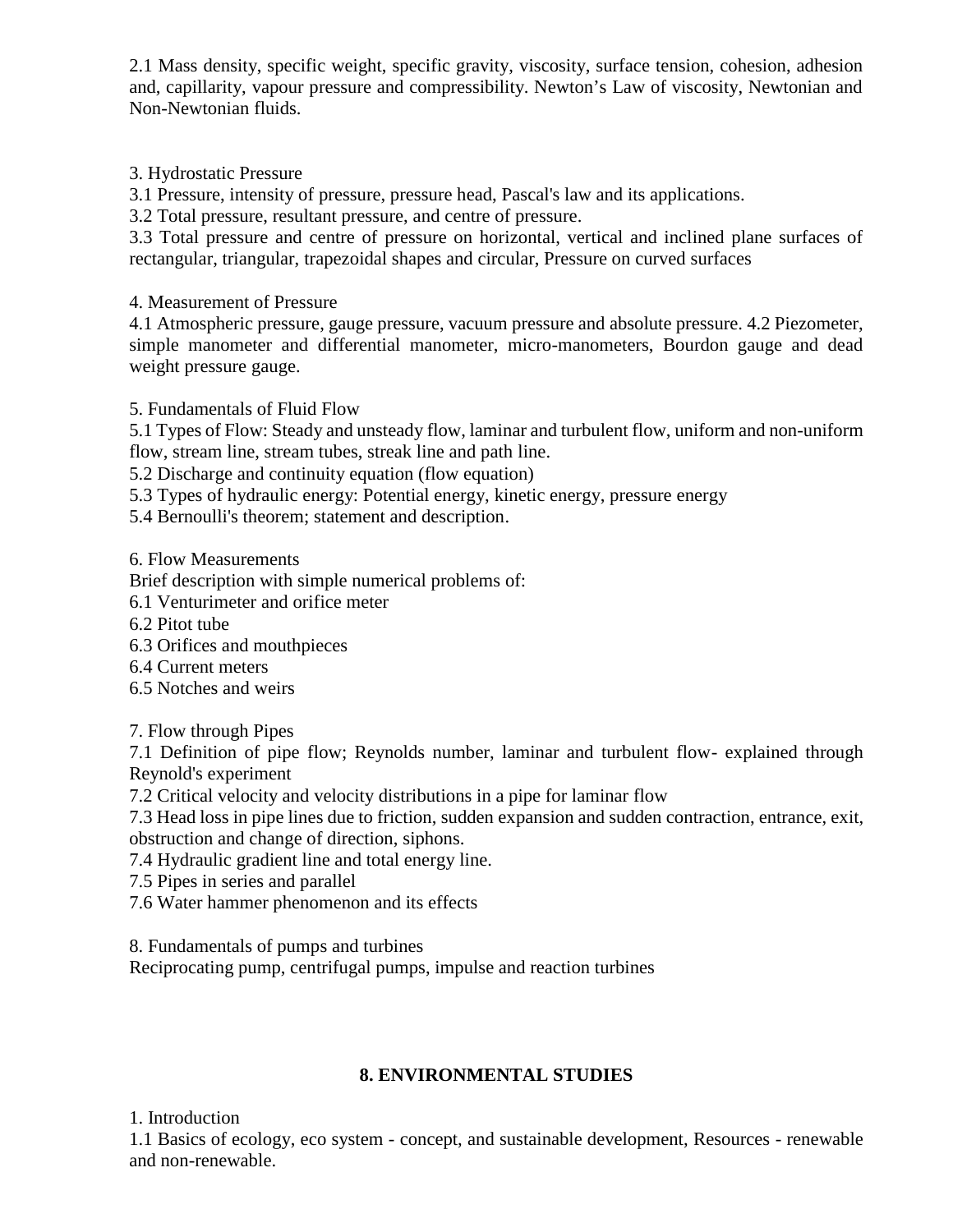2.1 Mass density, specific weight, specific gravity, viscosity, surface tension, cohesion, adhesion and, capillarity, vapour pressure and compressibility. Newton's Law of viscosity, Newtonian and Non-Newtonian fluids.

3. Hydrostatic Pressure

3.1 Pressure, intensity of pressure, pressure head, Pascal's law and its applications.

3.2 Total pressure, resultant pressure, and centre of pressure.

3.3 Total pressure and centre of pressure on horizontal, vertical and inclined plane surfaces of rectangular, triangular, trapezoidal shapes and circular, Pressure on curved surfaces

4. Measurement of Pressure

4.1 Atmospheric pressure, gauge pressure, vacuum pressure and absolute pressure. 4.2 Piezometer, simple manometer and differential manometer, micro-manometers, Bourdon gauge and dead weight pressure gauge.

5. Fundamentals of Fluid Flow

5.1 Types of Flow: Steady and unsteady flow, laminar and turbulent flow, uniform and non-uniform flow, stream line, stream tubes, streak line and path line.

5.2 Discharge and continuity equation (flow equation)

5.3 Types of hydraulic energy: Potential energy, kinetic energy, pressure energy

5.4 Bernoulli's theorem; statement and description.

6. Flow Measurements

Brief description with simple numerical problems of:

6.1 Venturimeter and orifice meter

6.2 Pitot tube

6.3 Orifices and mouthpieces

6.4 Current meters

6.5 Notches and weirs

7. Flow through Pipes

7.1 Definition of pipe flow; Reynolds number, laminar and turbulent flow- explained through Reynold's experiment

7.2 Critical velocity and velocity distributions in a pipe for laminar flow

7.3 Head loss in pipe lines due to friction, sudden expansion and sudden contraction, entrance, exit, obstruction and change of direction, siphons.

7.4 Hydraulic gradient line and total energy line.

7.5 Pipes in series and parallel

7.6 Water hammer phenomenon and its effects

8. Fundamentals of pumps and turbines

Reciprocating pump, centrifugal pumps, impulse and reaction turbines

## 8. ENVIRONMENTAL STUDIES

1. Introduction

1.1 Basics of ecology, eco system - concept, and sustainable development, Resources - renewable and non-renewable.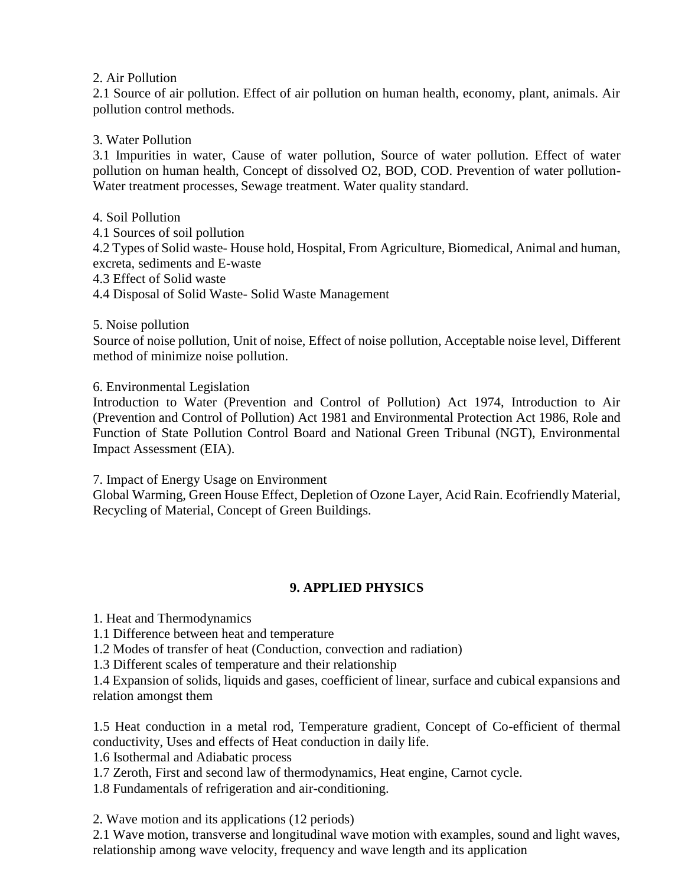2. Air Pollution

2.1 Source of air pollution. Effect of air pollution on human health, economy, plant, animals. Air pollution control methods.

3. Water Pollution

3.1 Impurities in water, Cause of water pollution, Source of water pollution. Effect of water pollution on human health, Concept of dissolved $O_2$, BOD, COD. Prevention of water pollution- Water treatment processes, Sewage treatment. Water quality standard.

4. Soil Pollution

4.1 Sources of soil pollution

4.2 Types of Solid waste- House hold, Hospital, From Agriculture, Biomedical, Animal and human, excreta, sediments and E-waste

4.3 Effect of Solid waste

4.4 Disposal of Solid Waste- Solid Waste Management

5. Noise pollution

Source of noise pollution, Unit of noise, Effect of noise pollution, Acceptable noise level, Different method of minimize noise pollution.

6. Environmental Legislation

Introduction to Water (Prevention and Control of Pollution) Act 1974, Introduction to Air (Prevention and Control of Pollution) Act 1981 and Environmental Protection Act 1986, Role and Function of State Pollution Control Board and National Green Tribunal (NGT), Environmental Impact Assessment (EIA).

7. Impact of Energy Usage on Environment

Global Warming, Green House Effect, Depletion of Ozone Layer, Acid Rain. Ecofriendly Material, Recycling of Material, Concept of Green Buildings.

## 9. APPLIED PHYSICS

1. Heat and Thermodynamics

1.1 Difference between heat and temperature

1.2 Modes of transfer of heat (Conduction, convection and radiation)

1.3 Different scales of temperature and their relationship

1.4 Expansion of solids, liquids and gases, coefficient of linear, surface and cubical expansions and relation amongst them

1.5 Heat conduction in a metal rod, Temperature gradient, Concept of Co-efficient of thermal conductivity, Uses and effects of Heat conduction in daily life.

1.6 Isothermal and Adiabatic process

1.7 Zeroth, First and second law of thermodynamics, Heat engine, Carnot cycle.

1.8 Fundamentals of refrigeration and air-conditioning.

2. Wave motion and its applications (12 periods)

2.1 Wave motion, transverse and longitudinal wave motion with examples, sound and light waves, relationship among wave velocity, frequency and wave length and its application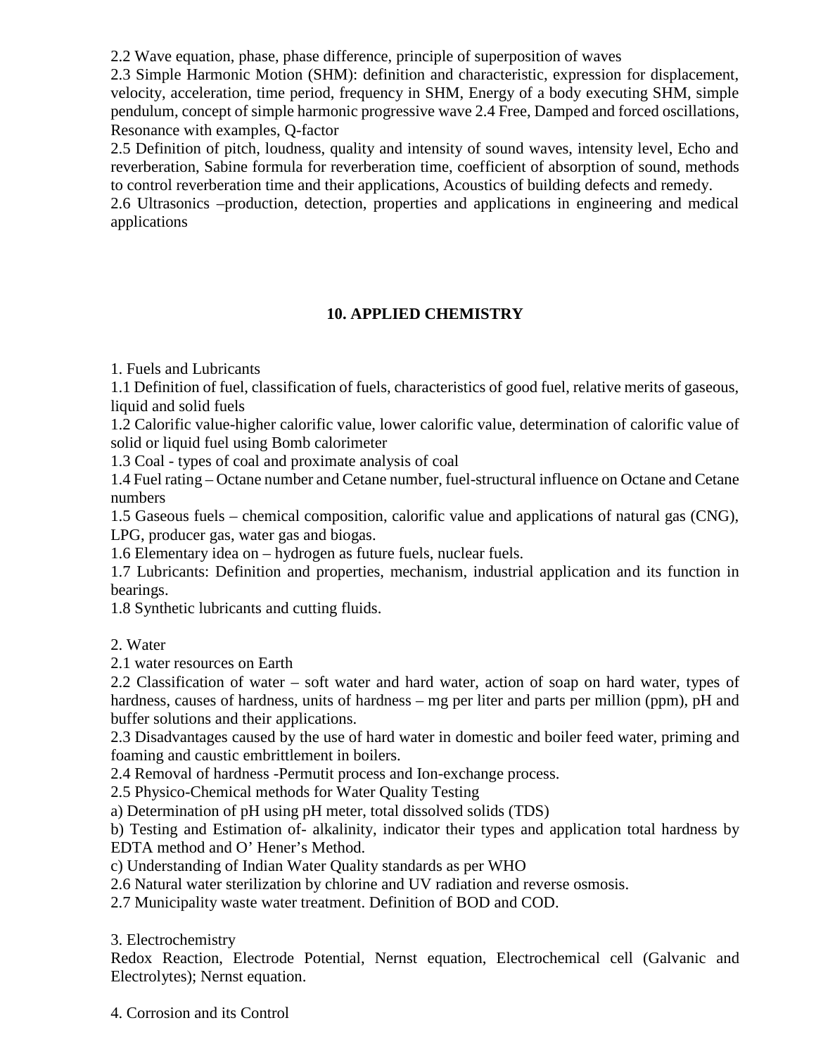2.2 Wave equation, phase, phase difference, principle of superposition of waves

2.3 Simple Harmonic Motion (SHM): definition and characteristic, expression for displacement, velocity, acceleration, time period, frequency in SHM, Energy of a body executing SHM, simple pendulum, concept of simple harmonic progressive wave 2.4 Free, Damped and forced oscillations, Resonance with examples, Q-factor

2.5 Definition of pitch, loudness, quality and intensity of sound waves, intensity level, Echo and reverberation, Sabine formula for reverberation time, coefficient of absorption of sound, methods to control reverberation time and their applications, Acoustics of building defects and remedy.

2.6 Ultrasonics –production, detection, properties and applications in engineering and medical applications

## 10. APPLIED CHEMISTRY

1. Fuels and Lubricants

1.1 Definition of fuel, classification of fuels, characteristics of good fuel, relative merits of gaseous, liquid and solid fuels

1.2 Calorific value-higher calorific value, lower calorific value, determination of calorific value of solid or liquid fuel using Bomb calorimeter

1.3 Coal - types of coal and proximate analysis of coal

1.4 Fuel rating – Octane number and Cetane number, fuel-structural influence on Octane and Cetane numbers

1.5 Gaseous fuels – chemical composition, calorific value and applications of natural gas (CNG), LPG, producer gas, water gas and biogas.

1.6 Elementary idea on – hydrogen as future fuels, nuclear fuels.

1.7 Lubricants: Definition and properties, mechanism, industrial application and its function in bearings.

1.8 Synthetic lubricants and cutting fluids.

2. Water

2.1 water resources on Earth

2.2 Classification of water – soft water and hard water, action of soap on hard water, types of hardness, causes of hardness, units of hardness – mg per liter and parts per million (ppm), pH and buffer solutions and their applications.

2.3 Disadvantages caused by the use of hard water in domestic and boiler feed water, priming and foaming and caustic embrittlement in boilers.

2.4 Removal of hardness -Permutit process and Ion-exchange process.

2.5 Physico-Chemical methods for Water Quality Testing

a) Determination of pH using pH meter, total dissolved solids (TDS)

b) Testing and Estimation of- alkalinity, indicator their types and application total hardness by EDTA method and O' Hener's Method.

c) Understanding of Indian Water Quality standards as per WHO

2.6 Natural water sterilization by chlorine and UV radiation and reverse osmosis.

2.7 Municipality waste water treatment. Definition of BOD and COD.

3. Electrochemistry

Redox Reaction, Electrode Potential, Nernst equation, Electrochemical cell (Galvanic and Electrolytes); Nernst equation.

4. Corrosion and its Control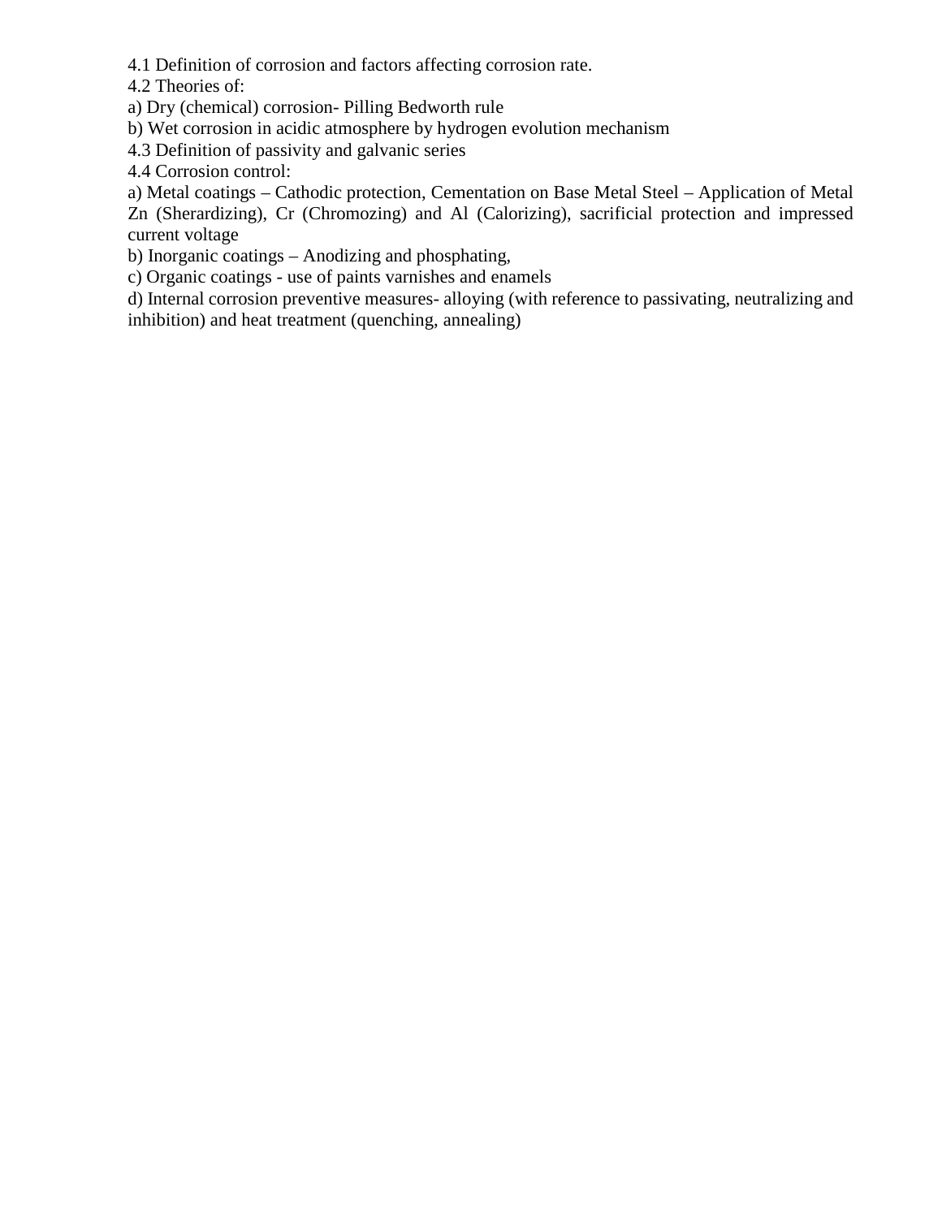4.1 Definition of corrosion and factors affecting corrosion rate.

4.2 Theories of:

a) Dry (chemical) corrosion- Pilling Bedworth rule

b) Wet corrosion in acidic atmosphere by hydrogen evolution mechanism

4.3 Definition of passivity and galvanic series

4.4 Corrosion control:

a) Metal coatings – Cathodic protection, Cementation on Base Metal Steel – Application of Metal Zn (Sherardizing), Cr (Chromozing) and Al (Calorizing), sacrificial protection and impressed current voltage

b) Inorganic coatings – Anodizing and phosphating,

c) Organic coatings - use of paints varnishes and enamels

d) Internal corrosion preventive measures- alloying (with reference to passivating, neutralizing and inhibition) and heat treatment (quenching, annealing)